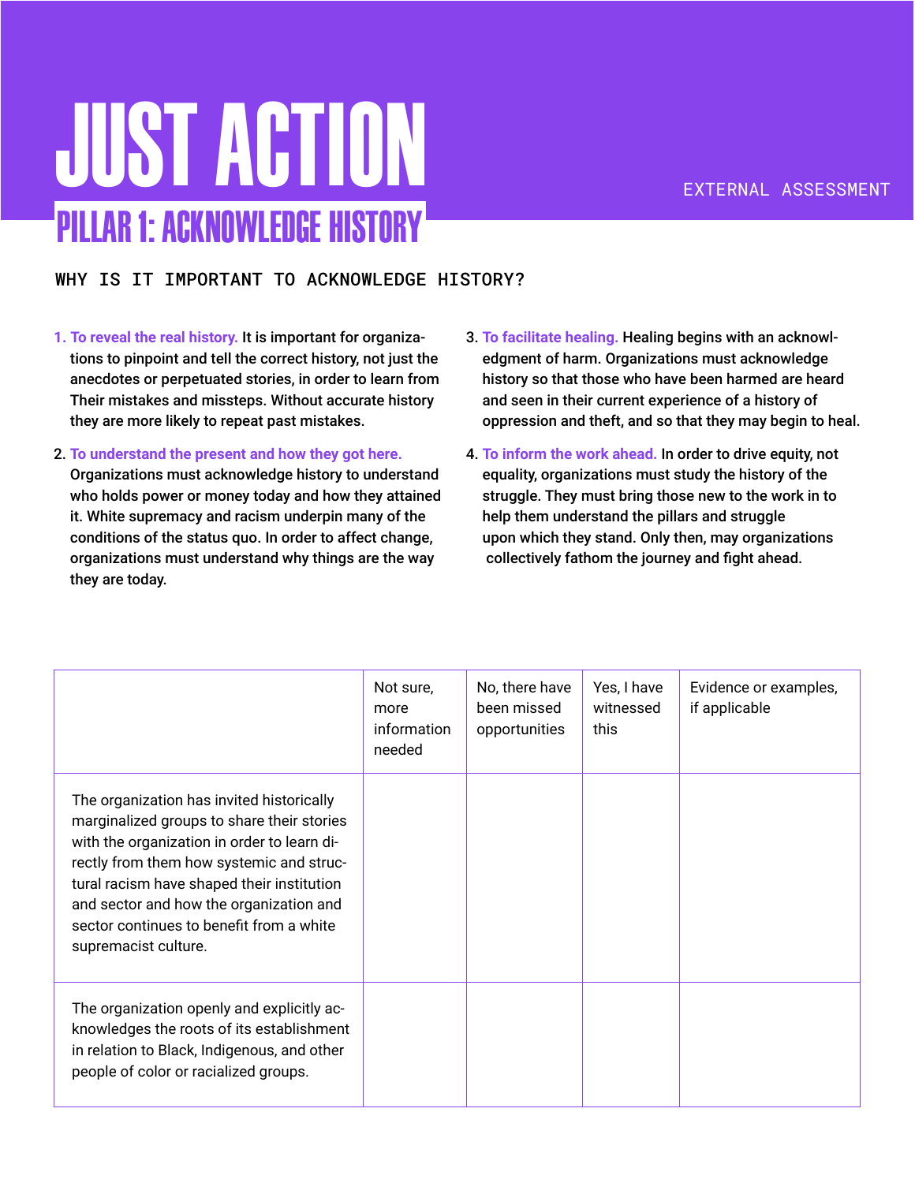# JUST ACTION

EXTERNAL ASSESSMENT

## PILLAR 1: ACKNOWLEDGE HISTORY

### WHY IS IT IMPORTANT TO ACKNOWLEDGE HISTORY?

1. **To reveal the real history.** It is important for organizations to pinpoint and tell the correct history, not just the anecdotes or perpetuated stories, in order to learn from Their mistakes and missteps. Without accurate history they are more likely to repeat past mistakes.
2. **To understand the present and how they got here.** Organizations must acknowledge history to understand who holds power or money today and how they attained it. White supremacy and racism underpin many of the conditions of the status quo. In order to affect change, organizations must understand why things are the way they are today.
3. **To facilitate healing.** Healing begins with an acknowledgment of harm. Organizations must acknowledge history so that those who have been harmed are heard and seen in their current experience of a history of oppression and theft, and so that they may begin to heal.
4. **To inform the work ahead.** In order to drive equity, not equality, organizations must study the history of the struggle. They must bring those new to the work in to help them understand the pillars and struggle upon which they stand. Only then, may organizations collectively fathom the journey and fight ahead.

| | Not sure, more information needed | No, there have been missed opportunities | Yes, I have witnessed this | Evidence or examples, if applicable |
|---|---|---|---|---|
| The organization has invited historically marginalized groups to share their stories with the organization in order to learn directly from them how systemic and structural racism have shaped their institution and sector and how the organization and sector continues to benefit from a white supremacist culture. | | | | |
| The organization openly and explicitly acknowledges the roots of its establishment in relation to Black, Indigenous, and other people of color or racialized groups. | | | | |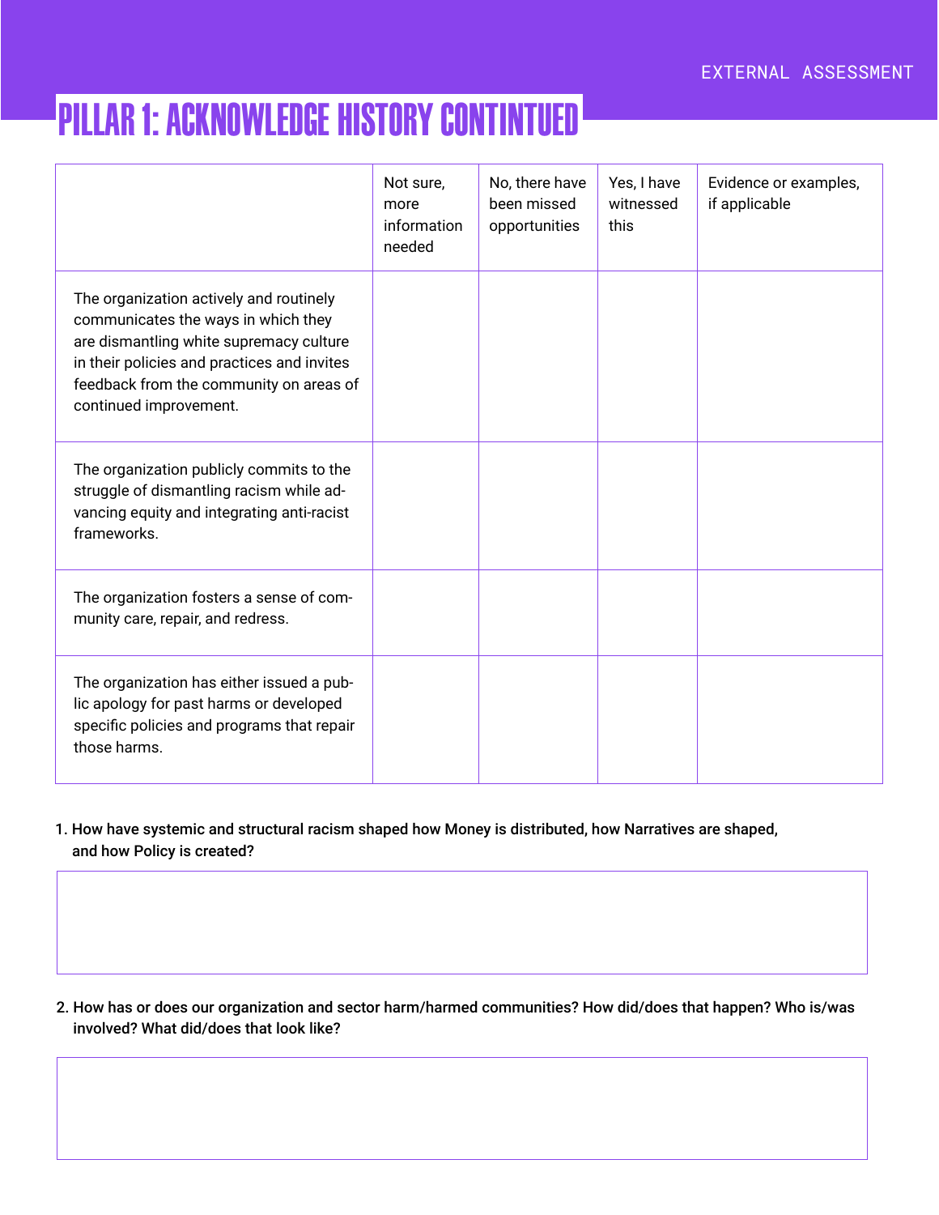# PILLAR 1: ACKNOWLEDGE HISTORY CONTINTUED

| | Not sure, more information needed | No, there have been missed opportunities | Yes, I have witnessed this | Evidence or examples, if applicable |
|---|---|---|---|---|
| The organization actively and routinely communicates the ways in which they are dismantling white supremacy culture in their policies and practices and invites feedback from the community on areas of continued improvement. | | | | |
| The organization publicly commits to the struggle of dismantling racism while advancing equity and integrating anti-racist frameworks. | | | | |
| The organization fosters a sense of community care, repair, and redress. | | | | |
| The organization has either issued a public apology for past harms or developed specific policies and programs that repair those harms. | | | | |

1. How have systemic and structural racism shaped how Money is distributed, how Narratives are shaped, and how Policy is created?

2. How has or does our organization and sector harm/harmed communities? How did/does that happen? Who is/was involved? What did/does that look like?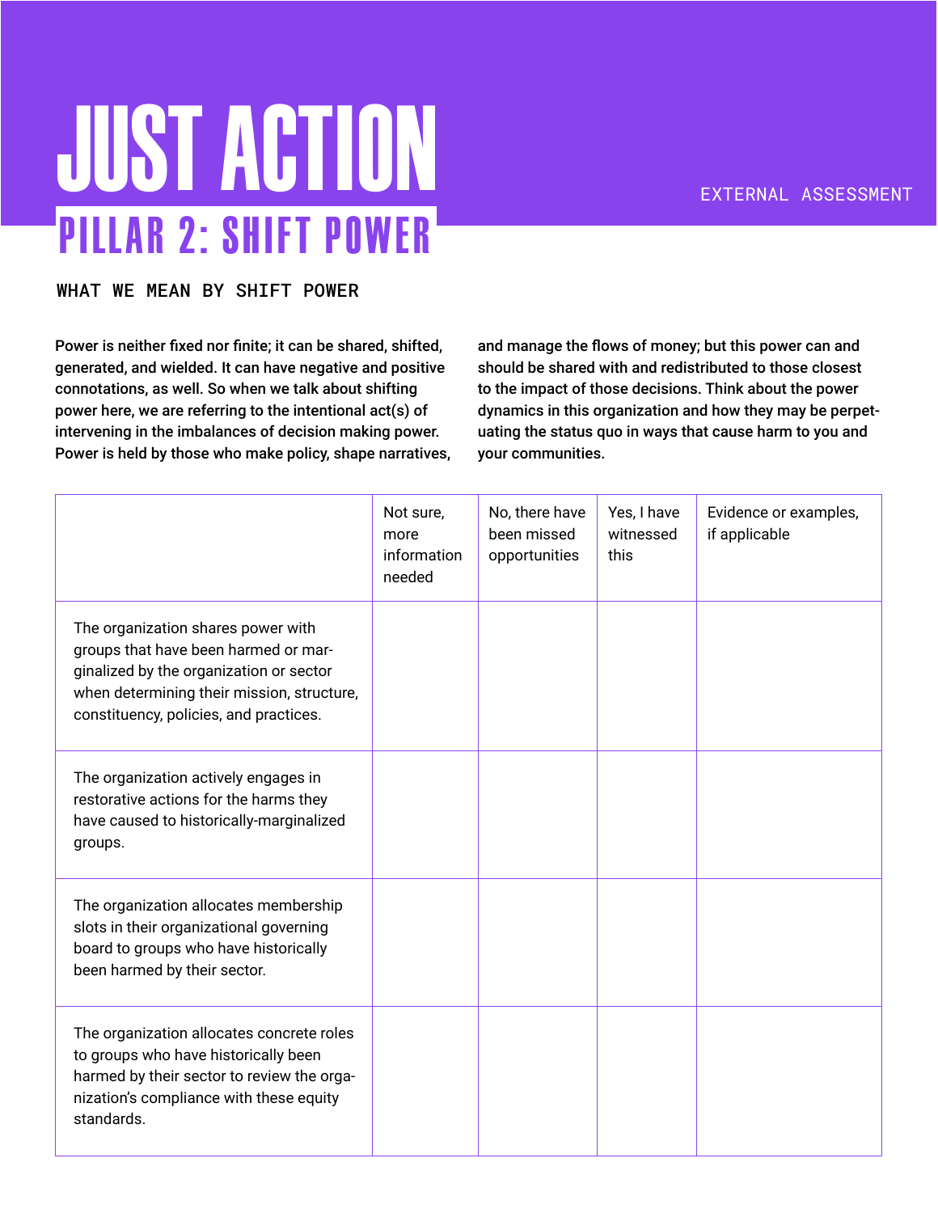# JUST ACTION

EXTERNAL ASSESSMENT

## PILLAR 2: SHIFT POWER

### WHAT WE MEAN BY SHIFT POWER

**Power is neither fixed nor finite; it can be shared, shifted, generated, and wielded. It can have negative and positive connotations, as well. So when we talk about shifting power here, we are referring to the intentional act(s) of intervening in the imbalances of decision making power. Power is held by those who make policy, shape narratives, and manage the flows of money; but this power can and should be shared with and redistributed to those closest to the impact of those decisions. Think about the power dynamics in this organization and how they may be perpetuating the status quo in ways that cause harm to you and your communities.**

| | Not sure, more information needed | No, there have been missed opportunities | Yes, I have witnessed this | Evidence or examples, if applicable |
|---|---|---|---|---|
| The organization shares power with groups that have been harmed or marginalized by the organization or sector when determining their mission, structure, constituency, policies, and practices. | | | | |
| The organization actively engages in restorative actions for the harms they have caused to historically-marginalized groups. | | | | |
| The organization allocates membership slots in their organizational governing board to groups who have historically been harmed by their sector. | | | | |
| The organization allocates concrete roles to groups who have historically been harmed by their sector to review the organization's compliance with these equity standards. | | | | |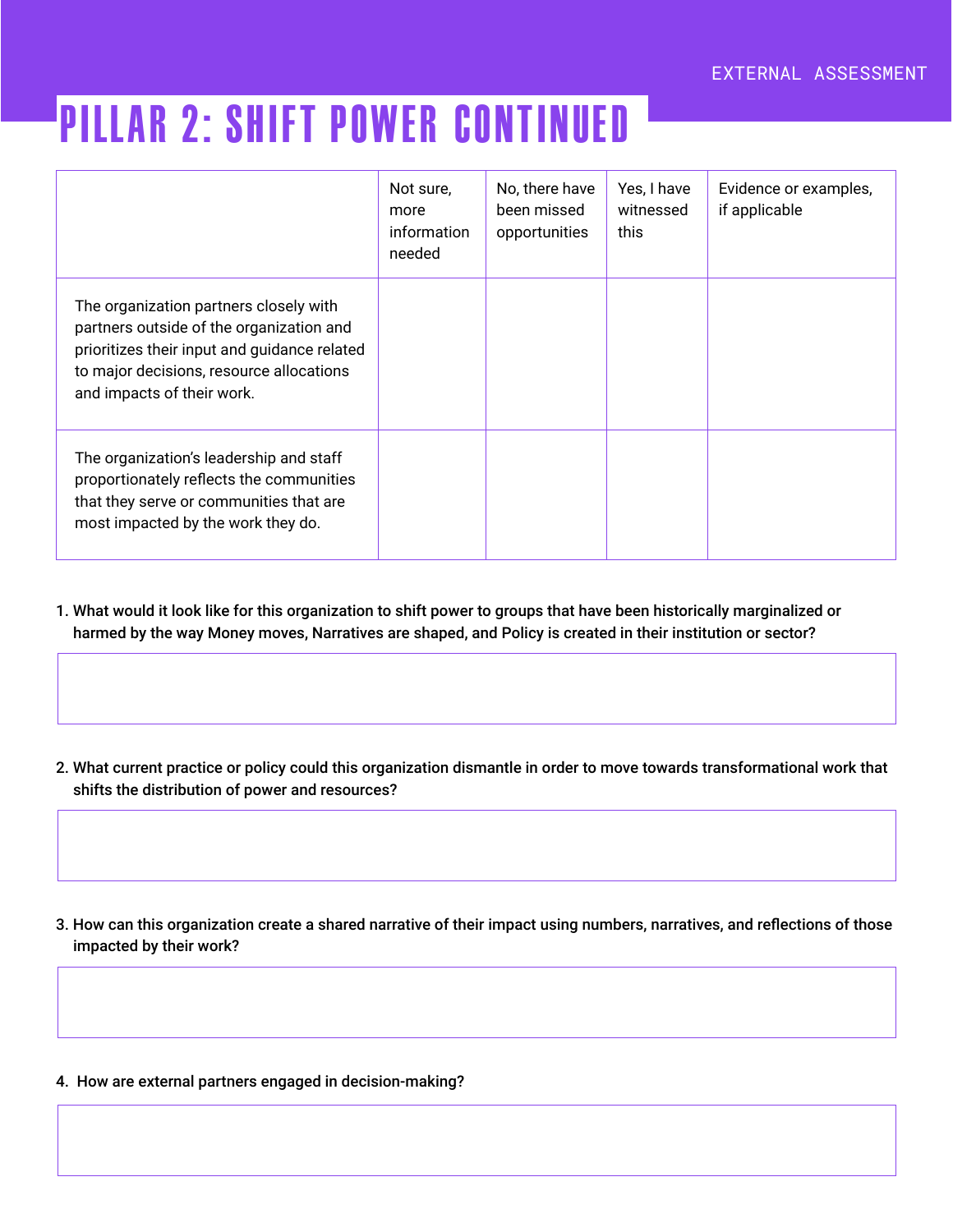# PILLAR 2: SHIFT POWER CONTINUED

| | Not sure, more information needed | No, there have been missed opportunities | Yes, I have witnessed this | Evidence or examples, if applicable |
|---|---|---|---|---|
| The organization partners closely with partners outside of the organization and prioritizes their input and guidance related to major decisions, resource allocations and impacts of their work. | | | | |
| The organization's leadership and staff proportionately reflects the communities that they serve or communities that are most impacted by the work they do. | | | | |

1. **What would it look like for this organization to shift power to groups that have been historically marginalized or harmed by the way Money moves, Narratives are shaped, and Policy is created in their institution or sector?**

2. **What current practice or policy could this organization dismantle in order to move towards transformational work that shifts the distribution of power and resources?**

3. **How can this organization create a shared narrative of their impact using numbers, narratives, and reflections of those impacted by their work?**

4. **How are external partners engaged in decision-making?**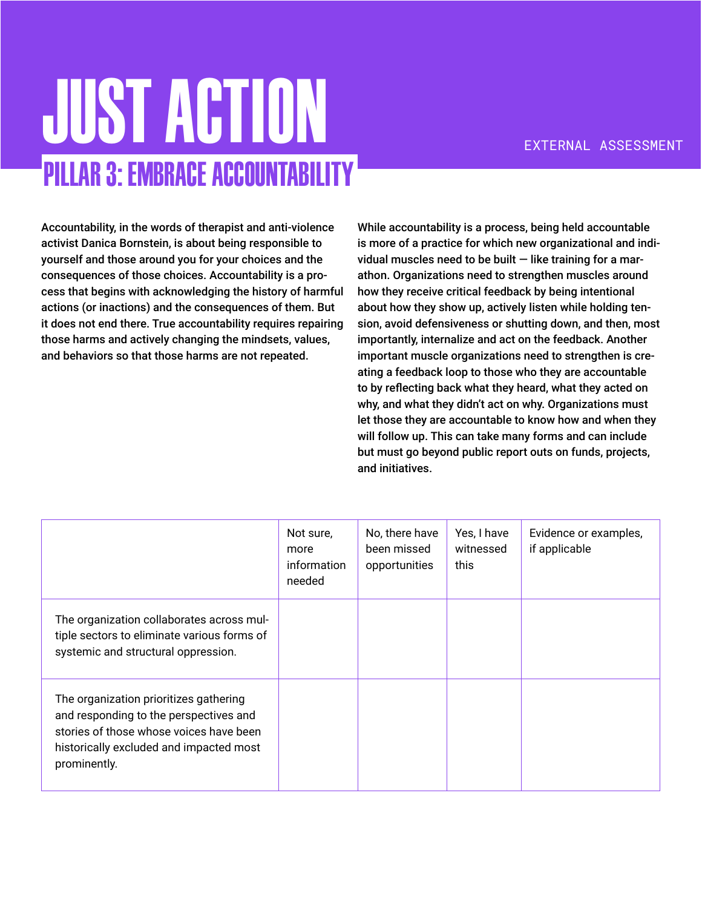# JUST ACTION

EXTERNAL ASSESSMENT

## PILLAR 3: EMBRACE ACCOUNTABILITY

Accountability, in the words of therapist and anti-violence activist Danica Bornstein, is about being responsible to yourself and those around you for your choices and the consequences of those choices. Accountability is a process that begins with acknowledging the history of harmful actions (or inactions) and the consequences of them. But it does not end there. True accountability requires repairing those harms and actively changing the mindsets, values, and behaviors so that those harms are not repeated.

While accountability is a process, being held accountable is more of a practice for which new organizational and individual muscles need to be built — like training for a marathon. Organizations need to strengthen muscles around how they receive critical feedback by being intentional about how they show up, actively listen while holding tension, avoid defensiveness or shutting down, and then, most importantly, internalize and act on the feedback. Another important muscle organizations need to strengthen is creating a feedback loop to those who they are accountable to by reflecting back what they heard, what they acted on why, and what they didn't act on why. Organizations must let those they are accountable to know how and when they will follow up. This can take many forms and can include but must go beyond public report outs on funds, projects, and initiatives.

| | Not sure, more information needed | No, there have been missed opportunities | Yes, I have witnessed this | Evidence or examples, if applicable |
|---|---|---|---|---|
| The organization collaborates across multiple sectors to eliminate various forms of systemic and structural oppression. | | | | |
| The organization prioritizes gathering and responding to the perspectives and stories of those whose voices have been historically excluded and impacted most prominently. | | | | |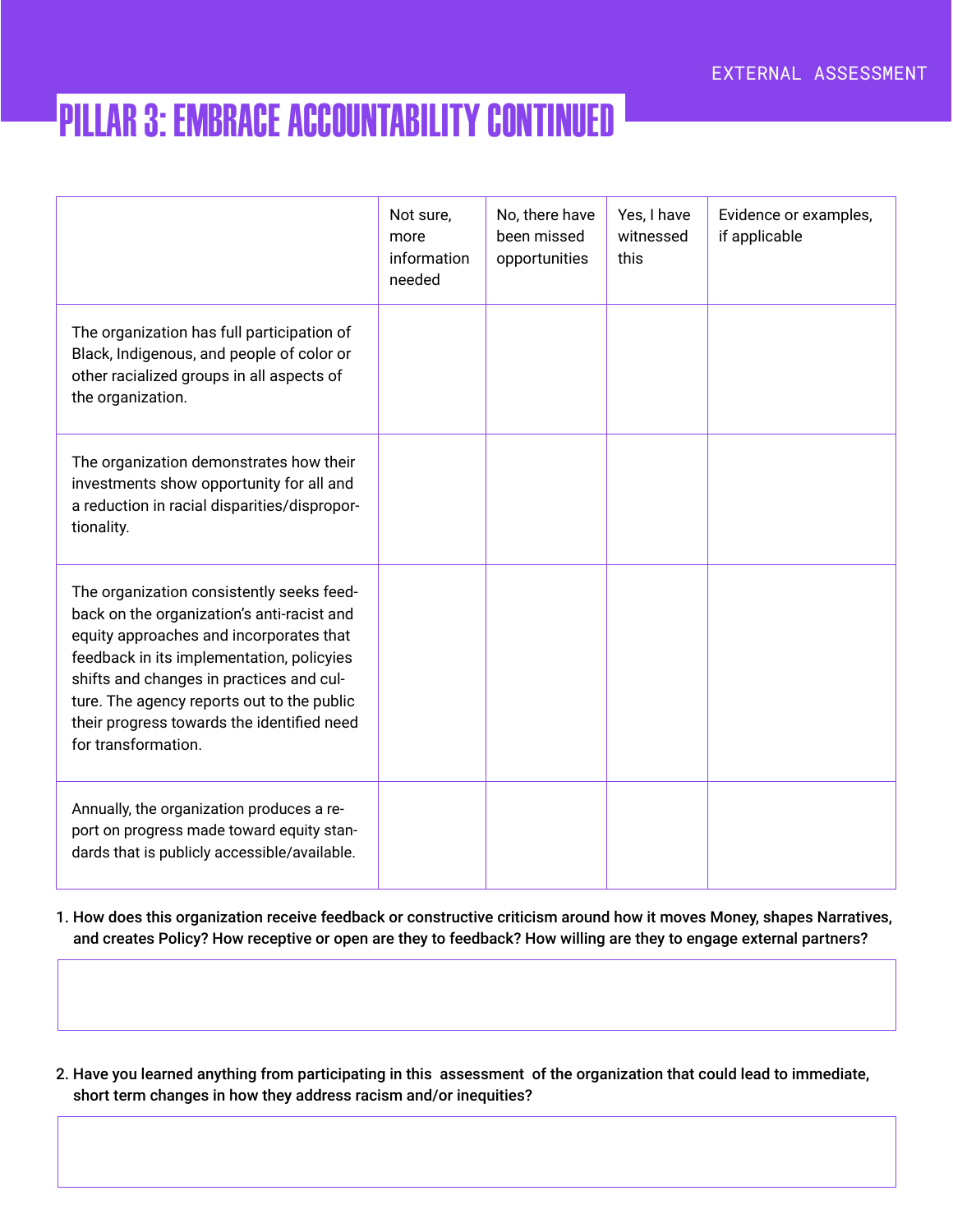# PILLAR 3: EMBRACE ACCOUNTABILITY CONTINUED

| | Not sure, more information needed | No, there have been missed opportunities | Yes, I have witnessed this | Evidence or examples, if applicable |
|---|---|---|---|---|
| The organization has full participation of Black, Indigenous, and people of color or other racialized groups in all aspects of the organization. | | | | |
| The organization demonstrates how their investments show opportunity for all and a reduction in racial disparities/disproportionality. | | | | |
| The organization consistently seeks feedback on the organization's anti-racist and equity approaches and incorporates that feedback in its implementation, policyies shifts and changes in practices and culture. The agency reports out to the public their progress towards the identified need for transformation. | | | | |
| Annually, the organization produces a report on progress made toward equity standards that is publicly accessible/available. | | | | |

1. **How does this organization receive feedback or constructive criticism around how it moves Money, shapes Narratives, and creates Policy? How receptive or open are they to feedback? How willing are they to engage external partners?**

2. **Have you learned anything from participating in this assessment of the organization that could lead to immediate, short term changes in how they address racism and/or inequities?**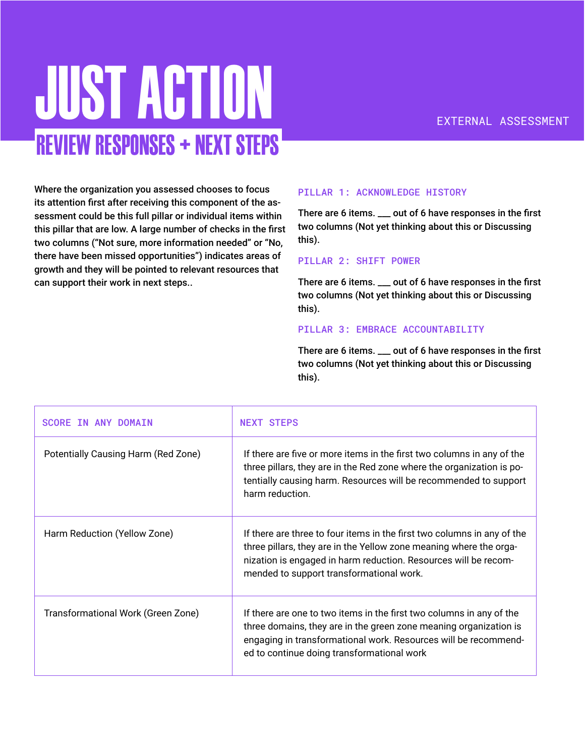# JUST ACTION

## REVIEW RESPONSES + NEXT STEPS

EXTERNAL ASSESSMENT

Where the organization you assessed chooses to focus its attention first after receiving this component of the assessment could be this full pillar or individual items within this pillar that are low. A large number of checks in the first two columns ("Not sure, more information needed" or "No, there have been missed opportunities") indicates areas of growth and they will be pointed to relevant resources that can support their work in next steps..

### PILLAR 1: ACKNOWLEDGE HISTORY

There are 6 items. ___ out of 6 have responses in the first two columns (Not yet thinking about this or Discussing this).

### PILLAR 2: SHIFT POWER

There are 6 items. ___ out of 6 have responses in the first two columns (Not yet thinking about this or Discussing this).

### PILLAR 3: EMBRACE ACCOUNTABILITY

There are 6 items. ___ out of 6 have responses in the first two columns (Not yet thinking about this or Discussing this).

| SCORE IN ANY DOMAIN | NEXT STEPS |
| --- | --- |
| Potentially Causing Harm (Red Zone) | If there are five or more items in the first two columns in any of the three pillars, they are in the Red zone where the organization is potentially causing harm. Resources will be recommended to support harm reduction. |
| Harm Reduction (Yellow Zone) | If there are three to four items in the first two columns in any of the three pillars, they are in the Yellow zone meaning where the organization is engaged in harm reduction. Resources will be recommended to support transformational work. |
| Transformational Work (Green Zone) | If there are one to two items in the first two columns in any of the three domains, they are in the green zone meaning organization is engaging in transformational work. Resources will be recommended to continue doing transformational work |